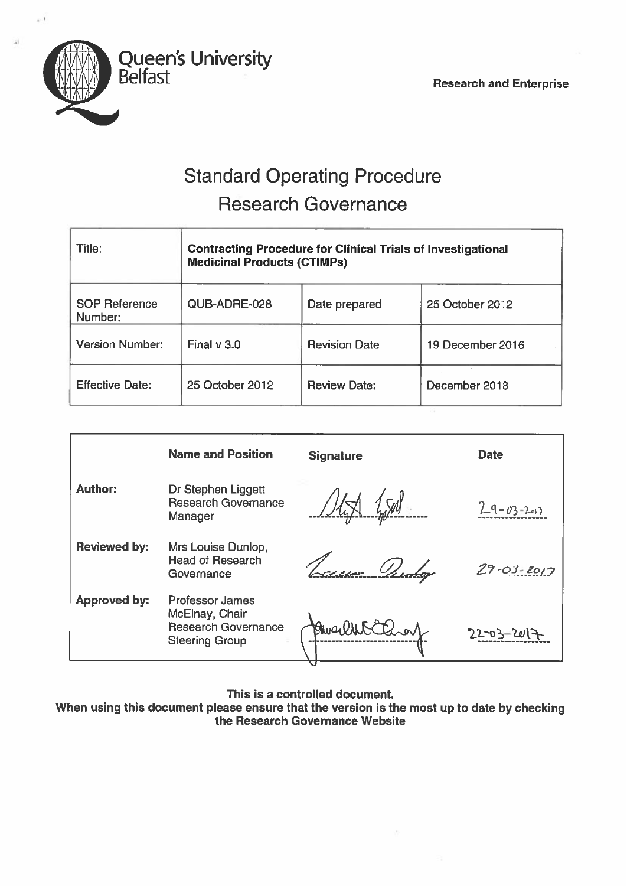Queen's University Belfast

Research and Enterprise

# Standard Operating Procedure
# Research Governance

| Title: | **Contracting Procedure for Clinical Trials of Investigational Medicinal Products (CTIMPs)** | | |
|---|---|---|---|
| SOP Reference Number: | QUB-ADRE-028 | Date prepared | 25 October 2012 |
| Version Number: | Final v 3.0 | Revision Date | 19 December 2016 |
| Effective Date: | 25 October 2012 | Review Date: | December 2018 |

| | **Name and Position** | **Signature** | **Date** |
|---|---|---|---|
| **Author:** | Dr Stephen Liggett Research Governance Manager | [signature] | 29-03-2017 |
| **Reviewed by:** | Mrs Louise Dunlop, Head of Research Governance | [signature] | 29-03-2017 |
| **Approved by:** | Professor James McElnay, Chair Research Governance Steering Group | [signature] | 22-03-2017 |

**This is a controlled document.**
**When using this document please ensure that the version is the most up to date by checking the Research Governance Website**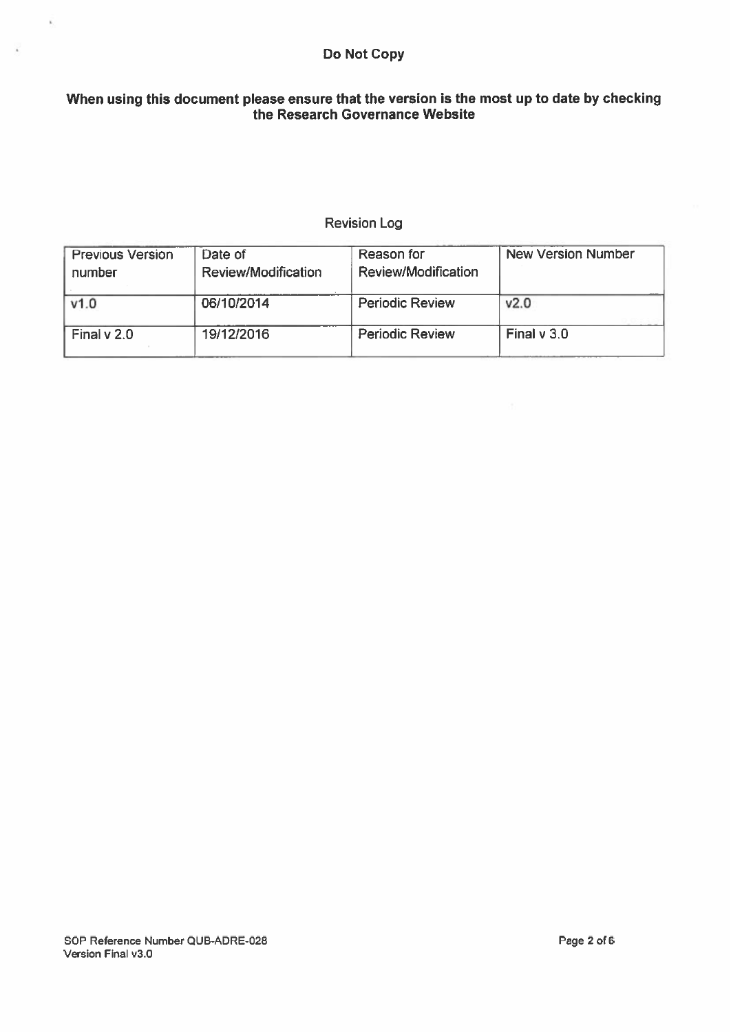**Do Not Copy**

**When using this document please ensure that the version is the most up to date by checking the Research Governance Website**

Revision Log

| Previous Version number | Date of Review/Modification | Reason for Review/Modification | New Version Number |
|---|---|---|---|
| v1.0 | 06/10/2014 | Periodic Review | v2.0 |
| Final v 2.0 | 19/12/2016 | Periodic Review | Final v 3.0 |

**SOP Reference Number QUB-ADRE-028**
**Version Final v3.0**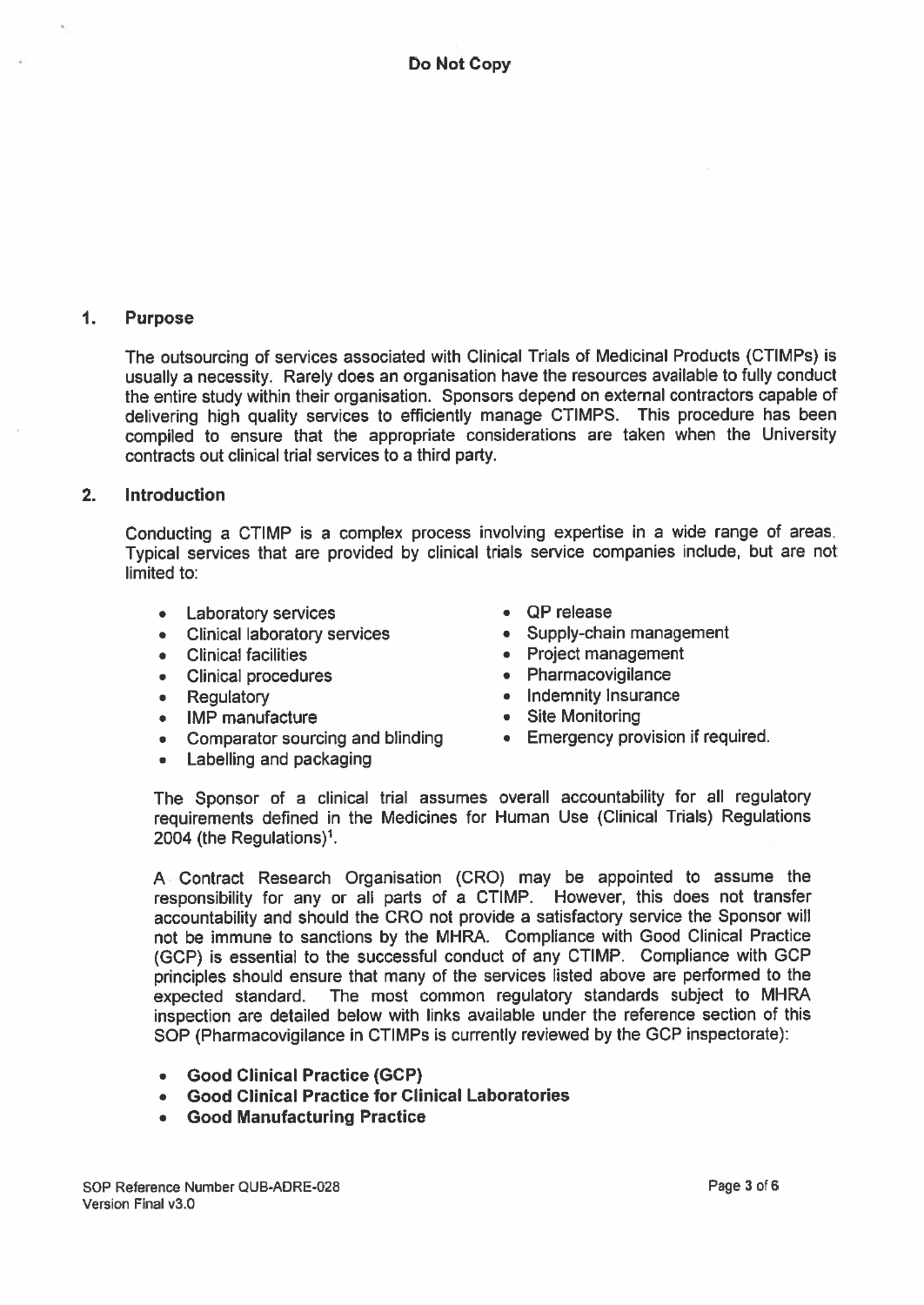**Do Not Copy**

## 1. Purpose

The outsourcing of services associated with Clinical Trials of Medicinal Products (CTIMPs) is usually a necessity. Rarely does an organisation have the resources available to fully conduct the entire study within their organisation. Sponsors depend on external contractors capable of delivering high quality services to efficiently manage CTIMPS. This procedure has been compiled to ensure that the appropriate considerations are taken when the University contracts out clinical trial services to a third party.

## 2. Introduction

Conducting a CTIMP is a complex process involving expertise in a wide range of areas. Typical services that are provided by clinical trials service companies include, but are not limited to:

- Laboratory services
- Clinical laboratory services
- Clinical facilities
- Clinical procedures
- Regulatory
- IMP manufacture
- Comparator sourcing and blinding
- Labelling and packaging
- QP release
- Supply-chain management
- Project management
- Pharmacovigilance
- Indemnity Insurance
- Site Monitoring
- Emergency provision if required.

The Sponsor of a clinical trial assumes overall accountability for all regulatory requirements defined in the Medicines for Human Use (Clinical Trials) Regulations 2004 (the Regulations)[1].

A Contract Research Organisation (CRO) may be appointed to assume the responsibility for any or all parts of a CTIMP. However, this does not transfer accountability and should the CRO not provide a satisfactory service the Sponsor will not be immune to sanctions by the MHRA. Compliance with Good Clinical Practice (GCP) is essential to the successful conduct of any CTIMP. Compliance with GCP principles should ensure that many of the services listed above are performed to the expected standard. The most common regulatory standards subject to MHRA inspection are detailed below with links available under the reference section of this SOP (Pharmacovigilance in CTIMPs is currently reviewed by the GCP inspectorate):

- **Good Clinical Practice (GCP)**
- **Good Clinical Practice for Clinical Laboratories**
- **Good Manufacturing Practice**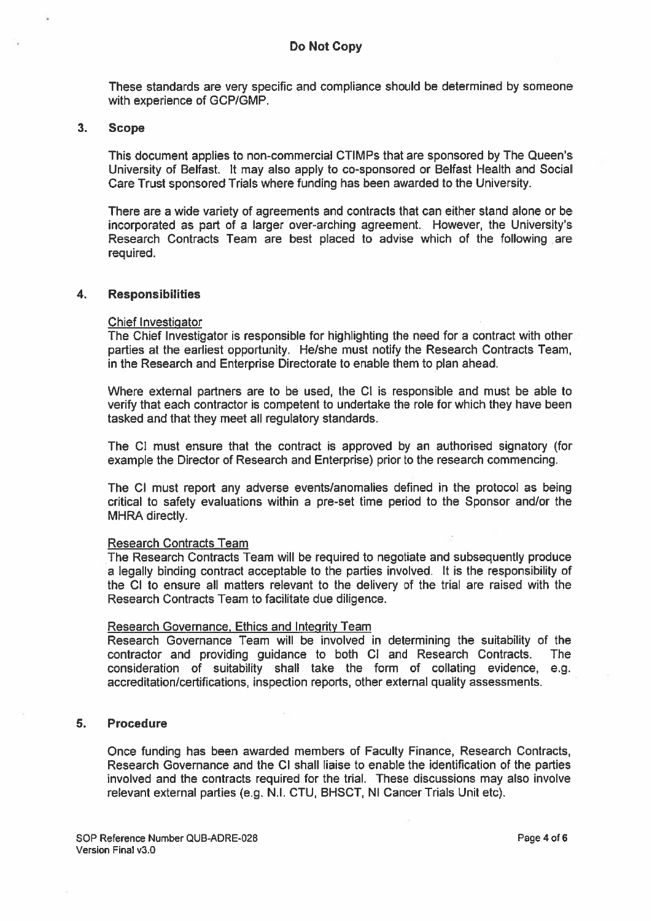These standards are very specific and compliance should be determined by someone with experience of GCP/GMP.

## 3. Scope

This document applies to non-commercial CTIMPs that are sponsored by The Queen's University of Belfast. It may also apply to co-sponsored or Belfast Health and Social Care Trust sponsored Trials where funding has been awarded to the University.

There are a wide variety of agreements and contracts that can either stand alone or be incorporated as part of a larger over-arching agreement. However, the University's Research Contracts Team are best placed to advise which of the following are required.

## 4. Responsibilities

Chief Investigator

The Chief Investigator is responsible for highlighting the need for a contract with other parties at the earliest opportunity. He/she must notify the Research Contracts Team, in the Research and Enterprise Directorate to enable them to plan ahead.

Where external partners are to be used, the CI is responsible and must be able to verify that each contractor is competent to undertake the role for which they have been tasked and that they meet all regulatory standards.

The CI must ensure that the contract is approved by an authorised signatory (for example the Director of Research and Enterprise) prior to the research commencing.

The CI must report any adverse events/anomalies defined in the protocol as being critical to safety evaluations within a pre-set time period to the Sponsor and/or the MHRA directly.

Research Contracts Team

The Research Contracts Team will be required to negotiate and subsequently produce a legally binding contract acceptable to the parties involved. It is the responsibility of the CI to ensure all matters relevant to the delivery of the trial are raised with the Research Contracts Team to facilitate due diligence.

Research Governance, Ethics and Integrity Team

Research Governance Team will be involved in determining the suitability of the contractor and providing guidance to both CI and Research Contracts. The consideration of suitability shall take the form of collating evidence, e.g. accreditation/certifications, inspection reports, other external quality assessments.

## 5. Procedure

Once funding has been awarded members of Faculty Finance, Research Contracts, Research Governance and the CI shall liaise to enable the identification of the parties involved and the contracts required for the trial. These discussions may also involve relevant external parties (e.g. N.I. CTU, BHSCT, NI Cancer Trials Unit etc).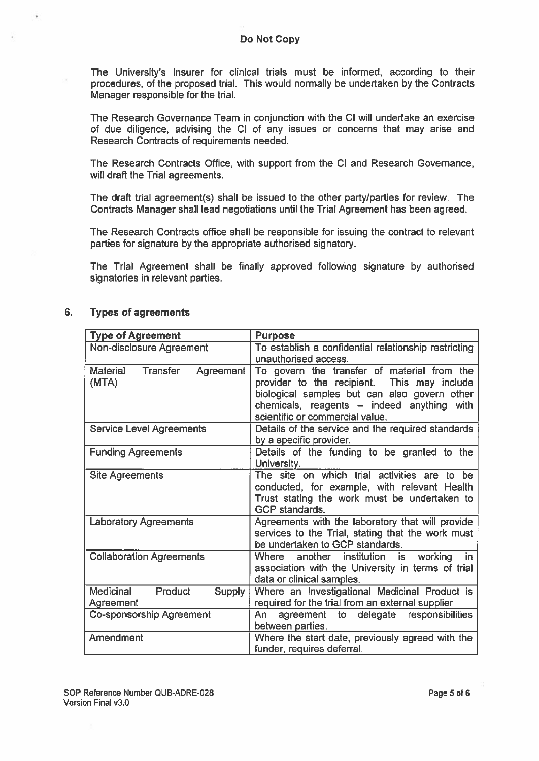The University's insurer for clinical trials must be informed, according to their procedures, of the proposed trial. This would normally be undertaken by the Contracts Manager responsible for the trial.

The Research Governance Team in conjunction with the CI will undertake an exercise of due diligence, advising the CI of any issues or concerns that may arise and Research Contracts of requirements needed.

The Research Contracts Office, with support from the CI and Research Governance, will draft the Trial agreements.

The draft trial agreement(s) shall be issued to the other party/parties for review. The Contracts Manager shall lead negotiations until the Trial Agreement has been agreed.

The Research Contracts office shall be responsible for issuing the contract to relevant parties for signature by the appropriate authorised signatory.

The Trial Agreement shall be finally approved following signature by authorised signatories in relevant parties.

## 6. Types of agreements

| Type of Agreement | Purpose |
|---|---|
| Non-disclosure Agreement | To establish a confidential relationship restricting unauthorised access. |
| Material Transfer Agreement (MTA) | To govern the transfer of material from the provider to the recipient. This may include biological samples but can also govern other chemicals, reagents – indeed anything with scientific or commercial value. |
| Service Level Agreements | Details of the service and the required standards by a specific provider. |
| Funding Agreements | Details of the funding to be granted to the University. |
| Site Agreements | The site on which trial activities are to be conducted, for example, with relevant Health Trust stating the work must be undertaken to GCP standards. |
| Laboratory Agreements | Agreements with the laboratory that will provide services to the Trial, stating that the work must be undertaken to GCP standards. |
| Collaboration Agreements | Where another institution is working in association with the University in terms of trial data or clinical samples. |
| Medicinal Product Supply Agreement | Where an Investigational Medicinal Product is required for the trial from an external supplier |
| Co-sponsorship Agreement | An agreement to delegate responsibilities between parties. |
| Amendment | Where the start date, previously agreed with the funder, requires deferral. |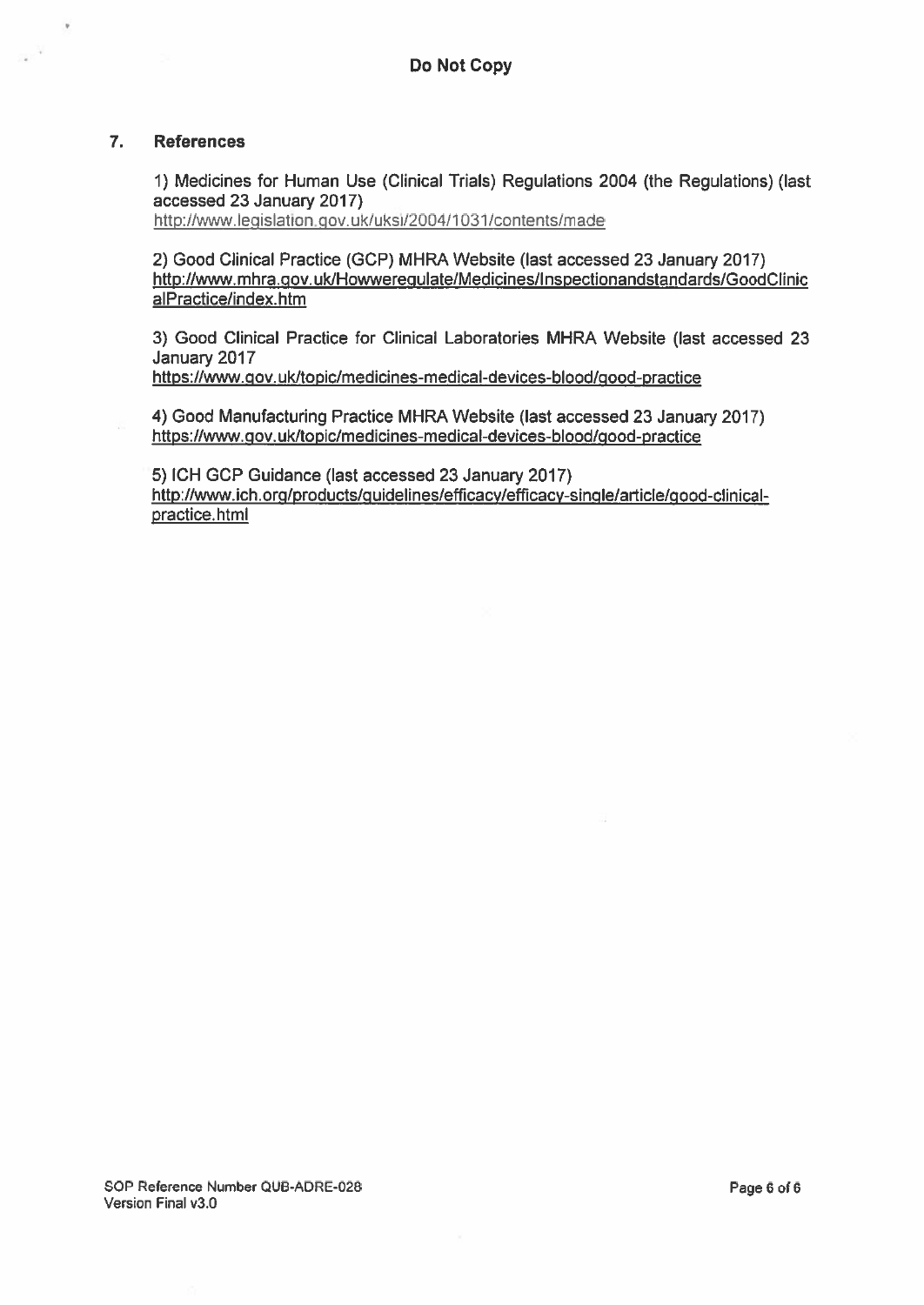Do Not Copy

## 7. References

1) Medicines for Human Use (Clinical Trials) Regulations 2004 (the Regulations) (last accessed 23 January 2017)
http://www.legislation.gov.uk/uksi/2004/1031/contents/made

2) Good Clinical Practice (GCP) MHRA Website (last accessed 23 January 2017)
http://www.mhra.gov.uk/Howweregulate/Medicines/Inspectionandstandards/GoodClinicalPractice/index.htm

3) Good Clinical Practice for Clinical Laboratories MHRA Website (last accessed 23 January 2017
https://www.gov.uk/topic/medicines-medical-devices-blood/good-practice

4) Good Manufacturing Practice MHRA Website (last accessed 23 January 2017)
https://www.gov.uk/topic/medicines-medical-devices-blood/good-practice

5) ICH GCP Guidance (last accessed 23 January 2017)
http://www.ich.org/products/guidelines/efficacy/efficacy-single/article/good-clinical-practice.html

SOP Reference Number QUB-ADRE-028
Version Final v3.0